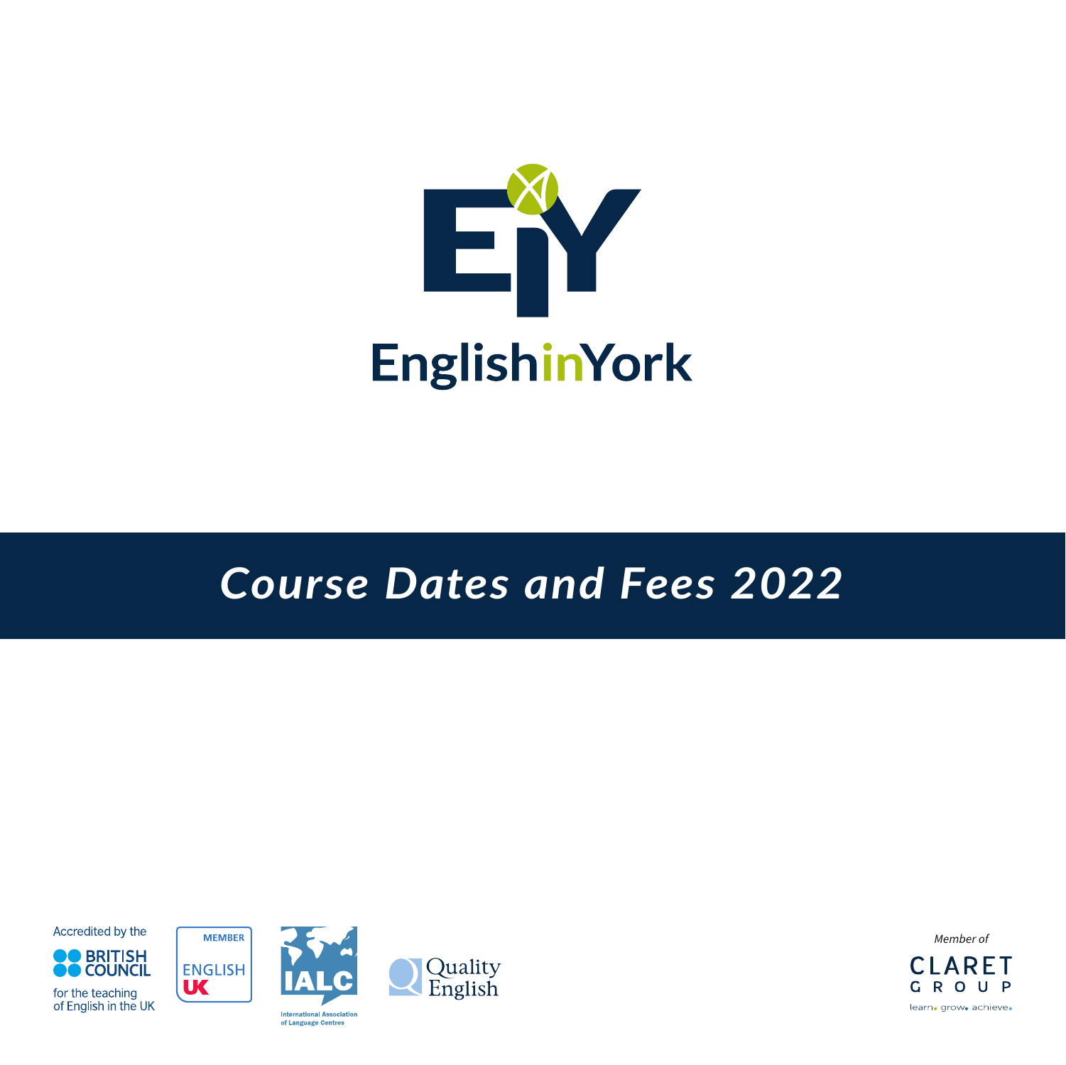# EnglishinYork

## *Course Dates and Fees 2022*

Accredited by the BRITISH COUNCIL for the teaching of English in the UK

MEMBER ENGLISH UK

IALC International Association of Language Centres

Quality English

*Member of* CLARET GROUP learn. grow. achieve.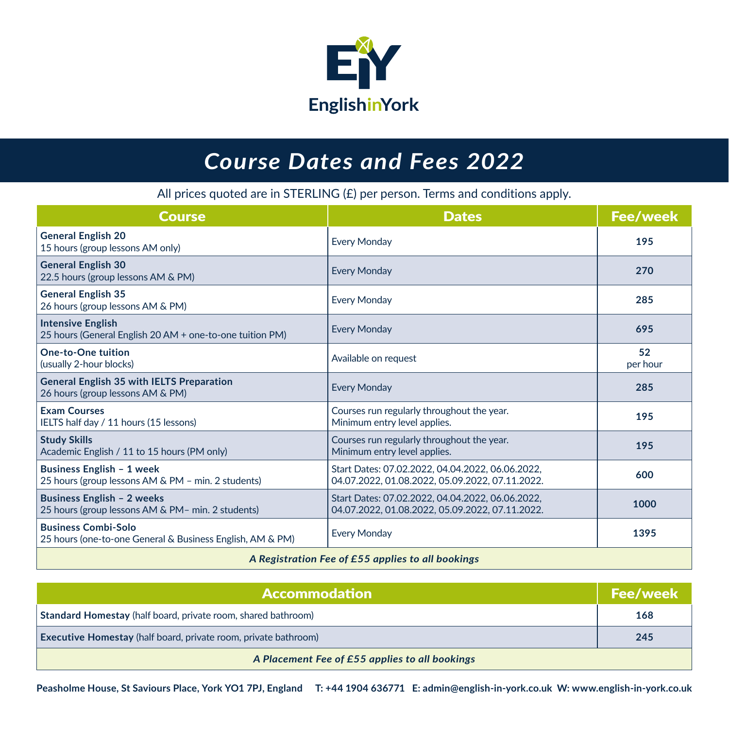EnglishinYork

# Course Dates and Fees 2022

All prices quoted are in STERLING (£) per person. Terms and conditions apply.

| Course | Dates | Fee/week |
|---|---|---|
| **General English 20**<br>15 hours (group lessons AM only) | Every Monday | **195** |
| **General English 30**<br>22.5 hours (group lessons AM & PM) | Every Monday | **270** |
| **General English 35**<br>26 hours (group lessons AM & PM) | Every Monday | **285** |
| **Intensive English**<br>25 hours (General English 20 AM + one-to-one tuition PM) | Every Monday | **695** |
| **One-to-One tuition**<br>(usually 2-hour blocks) | Available on request | **52**<br>per hour |
| **General English 35 with IELTS Preparation**<br>26 hours (group lessons AM & PM) | Every Monday | **285** |
| **Exam Courses**<br>IELTS half day / 11 hours (15 lessons) | Courses run regularly throughout the year.<br>Minimum entry level applies. | **195** |
| **Study Skills**<br>Academic English / 11 to 15 hours (PM only) | Courses run regularly throughout the year.<br>Minimum entry level applies. | **195** |
| **Business English – 1 week**<br>25 hours (group lessons AM & PM – min. 2 students) | Start Dates: 07.02.2022, 04.04.2022, 06.06.2022,<br>04.07.2022, 01.08.2022, 05.09.2022, 07.11.2022. | **600** |
| **Business English – 2 weeks**<br>25 hours (group lessons AM & PM– min. 2 students) | Start Dates: 07.02.2022, 04.04.2022, 06.06.2022,<br>04.07.2022, 01.08.2022, 05.09.2022, 07.11.2022. | **1000** |
| **Business Combi-Solo**<br>25 hours (one-to-one General & Business English, AM & PM) | Every Monday | **1395** |

***A Registration Fee of £55 applies to all bookings***

| Accommodation | Fee/week |
|---|---|
| **Standard Homestay** (half board, private room, shared bathroom) | **168** |
| **Executive Homestay** (half board, private room, private bathroom) | **245** |

***A Placement Fee of £55 applies to all bookings***

**Peasholme House, St Saviours Place, York YO1 7PJ, England T: +44 1904 636771 E: admin@english-in-york.co.uk W: www.english-in-york.co.uk**